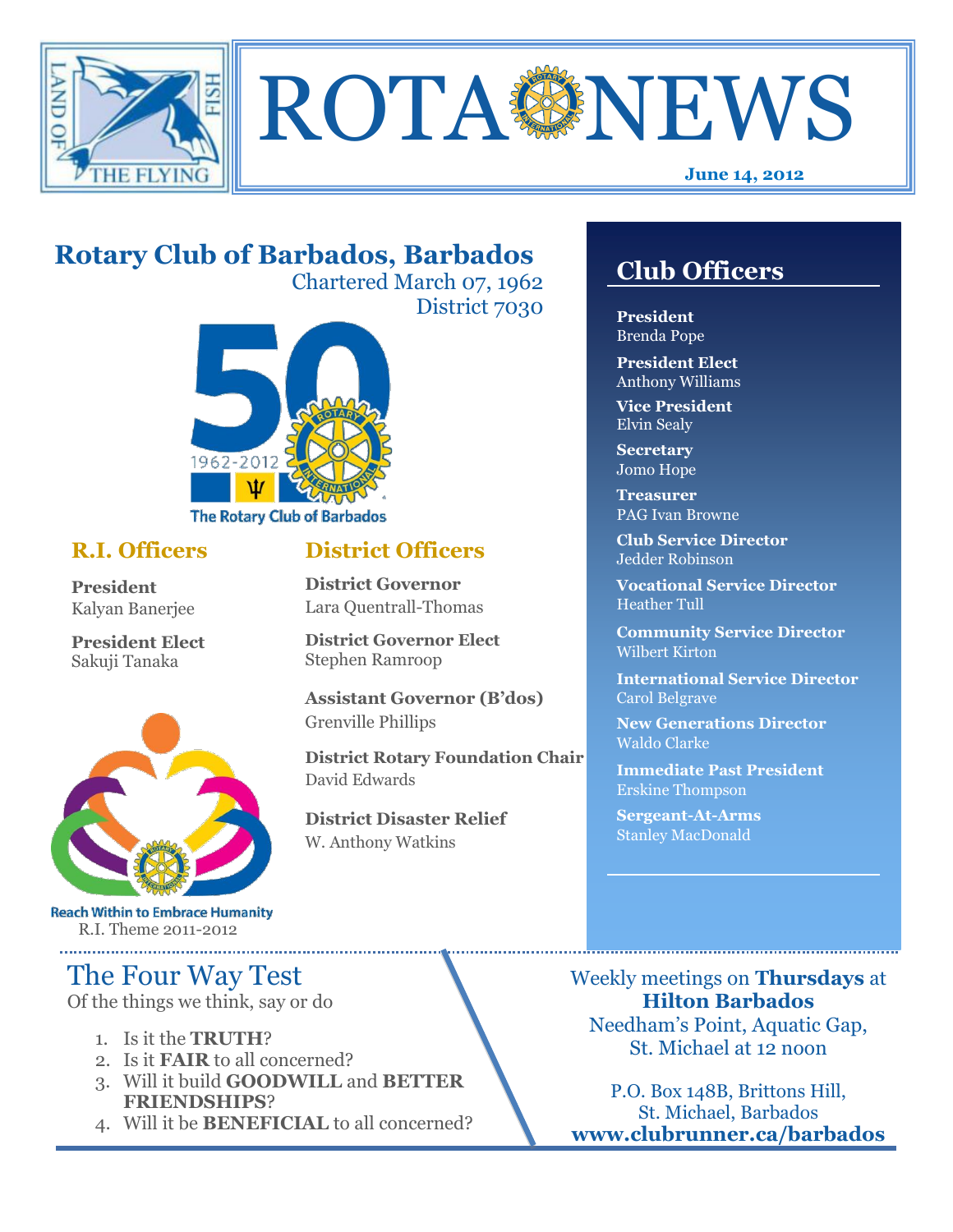# ROTA NEWS

**June 14, 2012**

## Rotary Club of Barbados, Barbados

Chartered March 07, 1962
District 7030

1962-2012
The Rotary Club of Barbados

### R.I. Officers

**President**
Kalyan Banerjee

**President Elect**
Sakuji Tanaka

Reach Within to Embrace Humanity
R.I. Theme 2011-2012

### District Officers

**District Governor**
Lara Quentrall-Thomas

**District Governor Elect**
Stephen Ramroop

**Assistant Governor (B'dos)**
Grenville Phillips

**District Rotary Foundation Chair**
David Edwards

**District Disaster Relief**
W. Anthony Watkins

## Club Officers

**President**
Brenda Pope

**President Elect**
Anthony Williams

**Vice President**
Elvin Sealy

**Secretary**
Jomo Hope

**Treasurer**
PAG Ivan Browne

**Club Service Director**
Jedder Robinson

**Vocational Service Director**
Heather Tull

**Community Service Director**
Wilbert Kirton

**International Service Director**
Carol Belgrave

**New Generations Director**
Waldo Clarke

**Immediate Past President**
Erskine Thompson

**Sergeant-At-Arms**
Stanley MacDonald

## The Four Way Test

Of the things we think, say or do

1. Is it the **TRUTH**?
2. Is it **FAIR** to all concerned?
3. Will it build **GOODWILL** and **BETTER FRIENDSHIPS**?
4. Will it be **BENEFICIAL** to all concerned?

Weekly meetings on **Thursdays** at
**Hilton Barbados**
Needham's Point, Aquatic Gap,
St. Michael at 12 noon

P.O. Box 148B, Brittons Hill,
St. Michael, Barbados
**www.clubrunner.ca/barbados**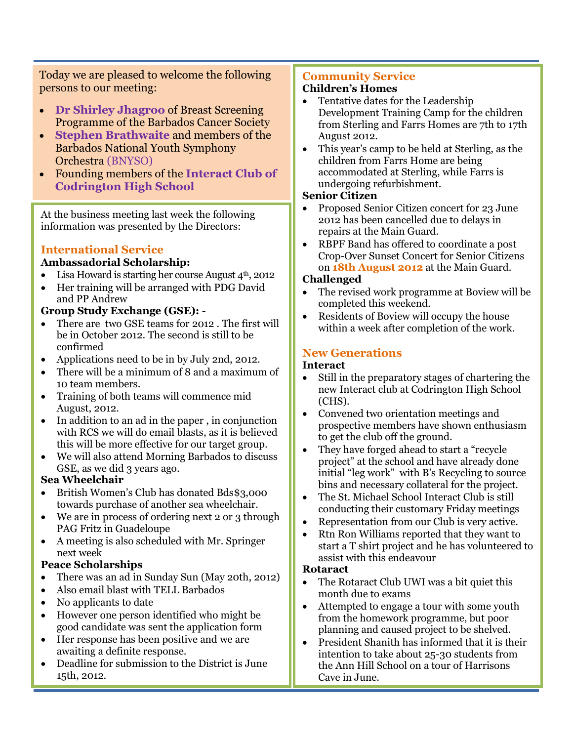Today we are pleased to welcome the following persons to our meeting:

- **Dr Shirley Jhagroo** of Breast Screening Programme of the Barbados Cancer Society
- **Stephen Brathwaite** and members of the Barbados National Youth Symphony Orchestra (BNYSO)
- Founding members of the **Interact Club of Codrington High School**

At the business meeting last week the following information was presented by the Directors:

## International Service

**Ambassadorial Scholarship:**

- Lisa Howard is starting her course August 4th, 2012
- Her training will be arranged with PDG David and PP Andrew

**Group Study Exchange (GSE): -**

- There are two GSE teams for 2012 . The first will be in October 2012. The second is still to be confirmed
- Applications need to be in by July 2nd, 2012.
- There will be a minimum of 8 and a maximum of 10 team members.
- Training of both teams will commence mid August, 2012.
- In addition to an ad in the paper , in conjunction with RCS we will do email blasts, as it is believed this will be more effective for our target group.
- We will also attend Morning Barbados to discuss GSE, as we did 3 years ago.

**Sea Wheelchair**

- British Women's Club has donated Bds$3,000 towards purchase of another sea wheelchair.
- We are in process of ordering next 2 or 3 through PAG Fritz in Guadeloupe
- A meeting is also scheduled with Mr. Springer next week

**Peace Scholarships**

- There was an ad in Sunday Sun (May 20th, 2012)
- Also email blast with TELL Barbados
- No applicants to date
- However one person identified who might be good candidate was sent the application form
- Her response has been positive and we are awaiting a definite response.
- Deadline for submission to the District is June 15th, 2012.

## Community Service

**Children's Homes**

- Tentative dates for the Leadership Development Training Camp for the children from Sterling and Farrs Homes are 7th to 17th August 2012.
- This year's camp to be held at Sterling, as the children from Farrs Home are being accommodated at Sterling, while Farrs is undergoing refurbishment.

**Senior Citizen**

- Proposed Senior Citizen concert for 23 June 2012 has been cancelled due to delays in repairs at the Main Guard.
- RBPF Band has offered to coordinate a post Crop-Over Sunset Concert for Senior Citizens on **18th August 2012** at the Main Guard.

**Challenged**

- The revised work programme at Boview will be completed this weekend.
- Residents of Boview will occupy the house within a week after completion of the work.

## New Generations

**Interact**

- Still in the preparatory stages of chartering the new Interact club at Codrington High School (CHS).
- Convened two orientation meetings and prospective members have shown enthusiasm to get the club off the ground.
- They have forged ahead to start a "recycle project" at the school and have already done initial "leg work" with B's Recycling to source bins and necessary collateral for the project.
- The St. Michael School Interact Club is still conducting their customary Friday meetings
- Representation from our Club is very active.
- Rtn Ron Williams reported that they want to start a T shirt project and he has volunteered to assist with this endeavour

**Rotaract**

- The Rotaract Club UWI was a bit quiet this month due to exams
- Attempted to engage a tour with some youth from the homework programme, but poor planning and caused project to be shelved.
- President Shanith has informed that it is their intention to take about 25-30 students from the Ann Hill School on a tour of Harrisons Cave in June.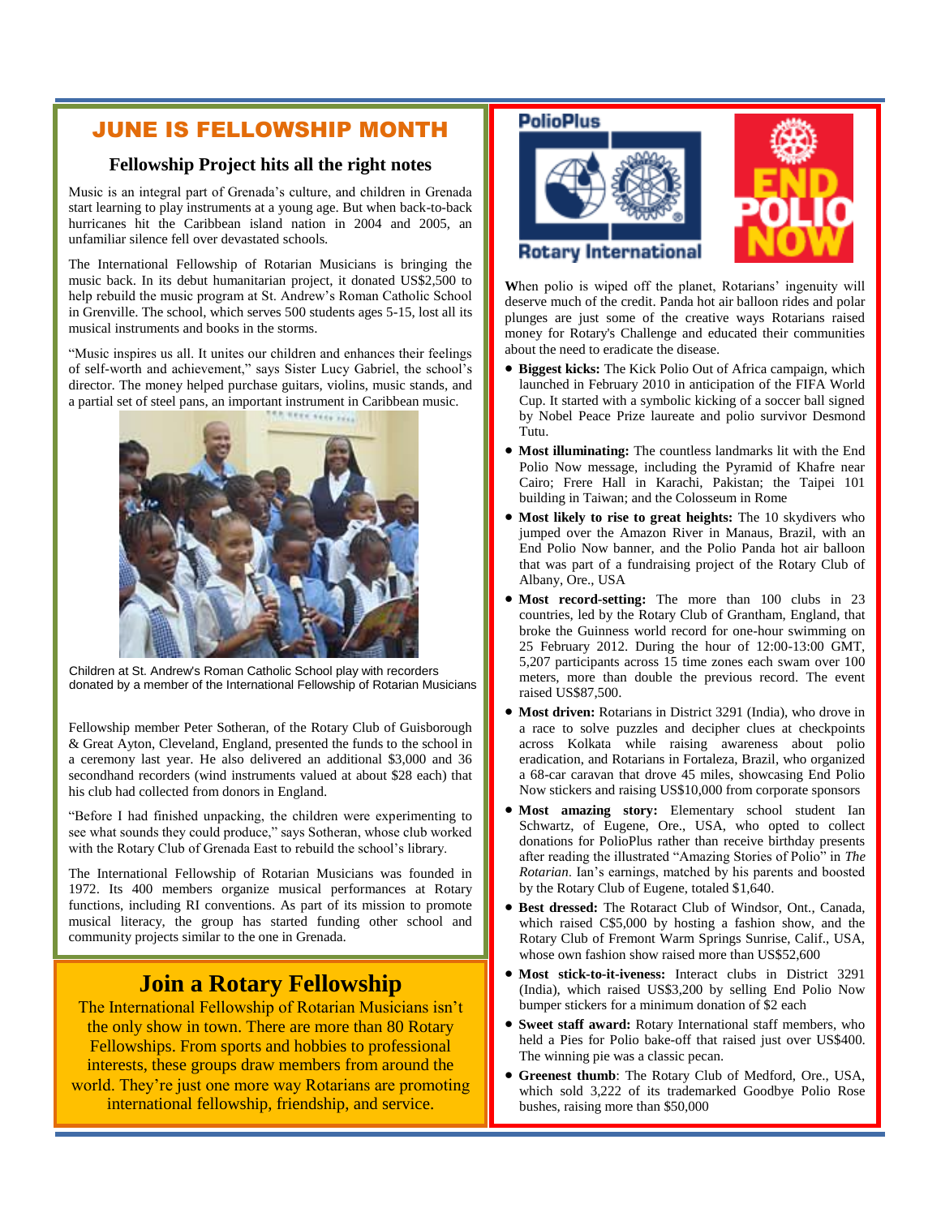## JUNE IS FELLOWSHIP MONTH

### Fellowship Project hits all the right notes

Music is an integral part of Grenada's culture, and children in Grenada start learning to play instruments at a young age. But when back-to-back hurricanes hit the Caribbean island nation in 2004 and 2005, an unfamiliar silence fell over devastated schools.

The International Fellowship of Rotarian Musicians is bringing the music back. In its debut humanitarian project, it donated US$2,500 to help rebuild the music program at St. Andrew's Roman Catholic School in Grenville. The school, which serves 500 students ages 5-15, lost all its musical instruments and books in the storms.

"Music inspires us all. It unites our children and enhances their feelings of self-worth and achievement," says Sister Lucy Gabriel, the school's director. The money helped purchase guitars, violins, music stands, and a partial set of steel pans, an important instrument in Caribbean music.

Children at St. Andrew's Roman Catholic School play with recorders donated by a member of the International Fellowship of Rotarian Musicians

Fellowship member Peter Sotheran, of the Rotary Club of Guisborough & Great Ayton, Cleveland, England, presented the funds to the school in a ceremony last year. He also delivered an additional $3,000 and 36 secondhand recorders (wind instruments valued at about $28 each) that his club had collected from donors in England.

"Before I had finished unpacking, the children were experimenting to see what sounds they could produce," says Sotheran, whose club worked with the Rotary Club of Grenada East to rebuild the school's library.

The International Fellowship of Rotarian Musicians was founded in 1972. Its 400 members organize musical performances at Rotary functions, including RI conventions. As part of its mission to promote musical literacy, the group has started funding other school and community projects similar to the one in Grenada.

## Join a Rotary Fellowship

The International Fellowship of Rotarian Musicians isn't the only show in town. There are more than 80 Rotary Fellowships. From sports and hobbies to professional interests, these groups draw members from around the world. They're just one more way Rotarians are promoting international fellowship, friendship, and service.

PolioPlus

Rotary International

END POLIO NOW

When polio is wiped off the planet, Rotarians' ingenuity will deserve much of the credit. Panda hot air balloon rides and polar plunges are just some of the creative ways Rotarians raised money for Rotary's Challenge and educated their communities about the need to eradicate the disease.

- **Biggest kicks:** The Kick Polio Out of Africa campaign, which launched in February 2010 in anticipation of the FIFA World Cup. It started with a symbolic kicking of a soccer ball signed by Nobel Peace Prize laureate and polio survivor Desmond Tutu.
- **Most illuminating:** The countless landmarks lit with the End Polio Now message, including the Pyramid of Khafre near Cairo; Frere Hall in Karachi, Pakistan; the Taipei 101 building in Taiwan; and the Colosseum in Rome
- **Most likely to rise to great heights:** The 10 skydivers who jumped over the Amazon River in Manaus, Brazil, with an End Polio Now banner, and the Polio Panda hot air balloon that was part of a fundraising project of the Rotary Club of Albany, Ore., USA
- **Most record-setting:** The more than 100 clubs in 23 countries, led by the Rotary Club of Grantham, England, that broke the Guinness world record for one-hour swimming on 25 February 2012. During the hour of 12:00-13:00 GMT, 5,207 participants across 15 time zones each swam over 100 meters, more than double the previous record. The event raised US$87,500.
- **Most driven:** Rotarians in District 3291 (India), who drove in a race to solve puzzles and decipher clues at checkpoints across Kolkata while raising awareness about polio eradication, and Rotarians in Fortaleza, Brazil, who organized a 68-car caravan that drove 45 miles, showcasing End Polio Now stickers and raising US$10,000 from corporate sponsors
- **Most amazing story:** Elementary school student Ian Schwartz, of Eugene, Ore., USA, who opted to collect donations for PolioPlus rather than receive birthday presents after reading the illustrated "Amazing Stories of Polio" in *The Rotarian*. Ian's earnings, matched by his parents and boosted by the Rotary Club of Eugene, totaled $1,640.
- **Best dressed:** The Rotaract Club of Windsor, Ont., Canada, which raised C$5,000 by hosting a fashion show, and the Rotary Club of Fremont Warm Springs Sunrise, Calif., USA, whose own fashion show raised more than US$52,600
- **Most stick-to-it-iveness:** Interact clubs in District 3291 (India), which raised US$3,200 by selling End Polio Now bumper stickers for a minimum donation of $2 each
- **Sweet staff award:** Rotary International staff members, who held a Pies for Polio bake-off that raised just over US$400. The winning pie was a classic pecan.
- **Greenest thumb**: The Rotary Club of Medford, Ore., USA, which sold 3,222 of its trademarked Goodbye Polio Rose bushes, raising more than $50,000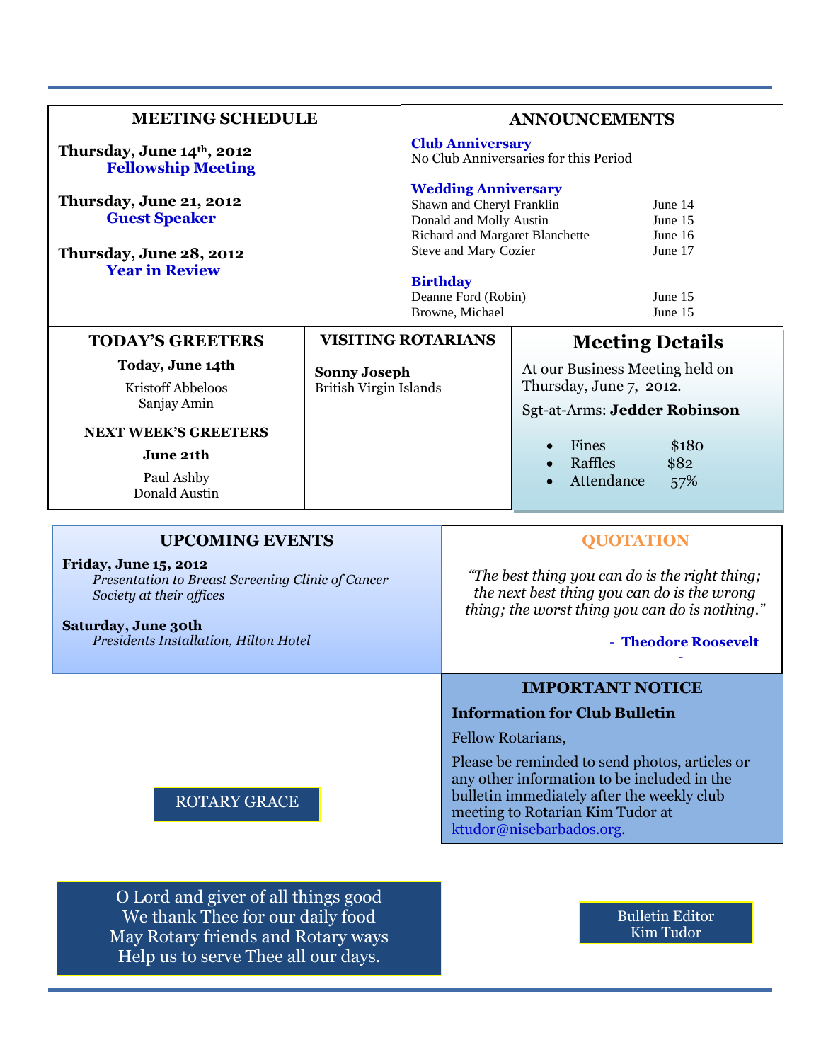## MEETING SCHEDULE

**Thursday, June 14th, 2012**
**Fellowship Meeting**

**Thursday, June 21, 2012**
**Guest Speaker**

**Thursday, June 28, 2012**
**Year in Review**

## ANNOUNCEMENTS

**Club Anniversary**
No Club Anniversaries for this Period

**Wedding Anniversary**

| | |
|---|---|
| Shawn and Cheryl Franklin | June 14 |
| Donald and Molly Austin | June 15 |
| Richard and Margaret Blanchette | June 16 |
| Steve and Mary Cozier | June 17 |

**Birthday**

| | |
|---|---|
| Deanne Ford (Robin) | June 15 |
| Browne, Michael | June 15 |

## TODAY'S GREETERS

**Today, June 14th**

Kristoff Abbeloos
Sanjay Amin

**NEXT WEEK'S GREETERS**

**June 21th**

Paul Ashby
Donald Austin

## VISITING ROTARIANS

**Sonny Joseph**
British Virgin Islands

## Meeting Details

At our Business Meeting held on Thursday, June 7, 2012.

Sgt-at-Arms: **Jedder Robinson**

- Fines $180
- Raffles $82
- Attendance 57%

## UPCOMING EVENTS

**Friday, June 15, 2012**
*Presentation to Breast Screening Clinic of Cancer Society at their offices*

**Saturday, June 30th**
*Presidents Installation, Hilton Hotel*

## QUOTATION

*"The best thing you can do is the right thing; the next best thing you can do is the wrong thing; the worst thing you can do is nothing."*

**- Theodore Roosevelt -**

## IMPORTANT NOTICE

**Information for Club Bulletin**

Fellow Rotarians,

Please be reminded to send photos, articles or any other information to be included in the bulletin immediately after the weekly club meeting to Rotarian Kim Tudor at ktudor@nisebarbados.org.

ROTARY GRACE

O Lord and giver of all things good
We thank Thee for our daily food
May Rotary friends and Rotary ways
Help us to serve Thee all our days.

Bulletin Editor
Kim Tudor